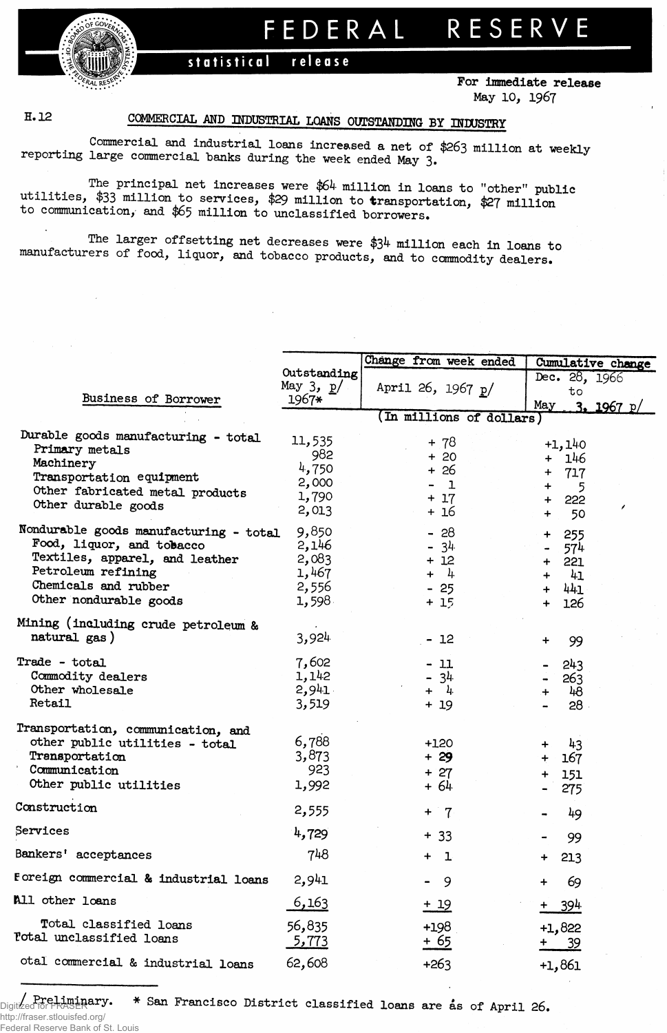# FEDERAL RESERVE

statistical release

For immediate release
May 10, 1967

H.12

## COMMERCIAL AND INDUSTRIAL LOANS OUTSTANDING BY INDUSTRY

Commercial and industrial loans increased a net of $263 million at weekly reporting large commercial banks during the week ended May 3.

The principal net increases were $64 million in loans to "other" public utilities, $33 million to services, $29 million to transportation, $27 million to communication, and $65 million to unclassified borrowers.

The larger offsetting net decreases were $34 million each in loans to manufacturers of food, liquor, and tobacco products, and to commodity dealers.

| Business of Borrower | Outstanding May 3, p/ 1967* | Change from week ended April 26, 1967 p/ | Cumulative change Dec. 28, 1966 to May 3, 1967 p/ |
|---|---|---|---|
| | (In millions of dollars) | | |
| Durable goods manufacturing - total | 11,535 | + 78 | +1,140 |
| Primary metals | 982 | + 20 | + 146 |
| Machinery | 4,750 | + 26 | + 717 |
| Transportation equipment | 2,000 | - 1 | + 5 |
| Other fabricated metal products | 1,790 | + 17 | + 222 |
| Other durable goods | 2,013 | + 16 | + 50 |
| Nondurable goods manufacturing - total | 9,850 | - 28 | + 255 |
| Food, liquor, and tobacco | 2,146 | - 34 | - 574 |
| Textiles, apparel, and leather | 2,083 | + 12 | + 221 |
| Petroleum refining | 1,467 | + 4 | + 41 |
| Chemicals and rubber | 2,556 | - 25 | + 441 |
| Other nondurable goods | 1,598 | + 15 | + 126 |
| Mining (including crude petroleum & natural gas) | 3,924 | - 12 | + 99 |
| Trade - total | 7,602 | - 11 | - 243 |
| Commodity dealers | 1,142 | - 34 | - 263 |
| Other wholesale | 2,941 | + 4 | + 48 |
| Retail | 3,519 | + 19 | - 28 |
| Transportation, communication, and other public utilities - total | 6,788 | +120 | + 43 |
| Transportation | 3,873 | + 29 | + 167 |
| Communication | 923 | + 27 | + 151 |
| Other public utilities | 1,992 | + 64 | - 275 |
| Construction | 2,555 | + 7 | - 49 |
| Services | 4,729 | + 33 | - 99 |
| Bankers' acceptances | 748 | + 1 | + 213 |
| Foreign commercial & industrial loans | 2,941 | - 9 | + 69 |
| All other loans | 6,163 | + 19 | + 394 |
| Total classified loans | 56,835 | +198 | +1,822 |
| Total unclassified loans | 5,773 | + 65 | + 39 |
| Total commercial & industrial loans | 62,608 | +263 | +1,861 |

p/ Preliminary. * San Francisco District classified loans are as of April 26.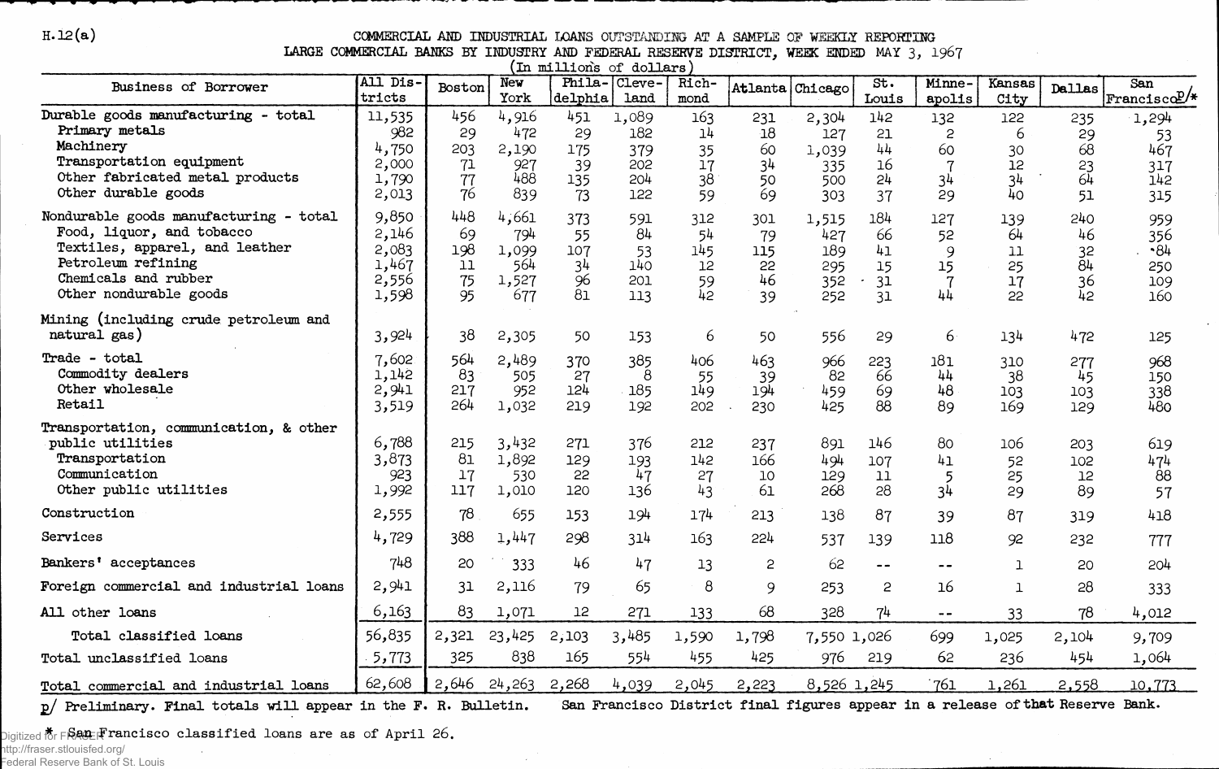H.12(a)

COMMERCIAL AND INDUSTRIAL LOANS OUTSTANDING AT A SAMPLE OF WEEKLY REPORTING LARGE COMMERCIAL BANKS BY INDUSTRY AND FEDERAL RESERVE DISTRICT, WEEK ENDED MAY 3, 1967

(In millions of dollars)

| Business of Borrower | All Districts | Boston | New York | Philadelphia | Cleveland | Richmond | Atlanta | Chicago | St. Louis | Minneapolis | Kansas City | Dallas | San Francisco p/* |
|---|---|---|---|---|---|---|---|---|---|---|---|---|---|
| Durable goods manufacturing - total | 11,535 | 456 | 4,916 | 451 | 1,089 | 163 | 231 | 2,304 | 142 | 132 | 122 | 235 | 1,294 |
| Primary metals | 982 | 29 | 472 | 29 | 182 | 14 | 18 | 127 | 21 | 2 | 6 | 29 | 53 |
| Machinery | 4,750 | 203 | 2,190 | 175 | 379 | 35 | 60 | 1,039 | 44 | 60 | 30 | 68 | 467 |
| Transportation equipment | 2,000 | 71 | 927 | 39 | 202 | 17 | 34 | 335 | 16 | 7 | 12 | 23 | 317 |
| Other fabricated metal products | 1,790 | 77 | 488 | 135 | 204 | 38 | 50 | 500 | 24 | 34 | 34 | 64 | 142 |
| Other durable goods | 2,013 | 76 | 839 | 73 | 122 | 59 | 69 | 303 | 37 | 29 | 40 | 51 | 315 |
| Nondurable goods manufacturing - total | 9,850 | 448 | 4,661 | 373 | 591 | 312 | 301 | 1,515 | 184 | 127 | 139 | 240 | 959 |
| Food, liquor, and tobacco | 2,146 | 69 | 794 | 55 | 84 | 54 | 79 | 427 | 66 | 52 | 64 | 46 | 356 |
| Textiles, apparel, and leather | 2,083 | 198 | 1,099 | 107 | 53 | 145 | 115 | 189 | 41 | 9 | 11 | 32 | 84 |
| Petroleum refining | 1,467 | 11 | 564 | 34 | 140 | 12 | 22 | 295 | 15 | 15 | 25 | 84 | 250 |
| Chemicals and rubber | 2,556 | 75 | 1,527 | 96 | 201 | 59 | 46 | 352 | 31 | 7 | 17 | 36 | 109 |
| Other nondurable goods | 1,598 | 95 | 677 | 81 | 113 | 42 | 39 | 252 | 31 | 44 | 22 | 42 | 160 |
| Mining (including crude petroleum and natural gas) | 3,924 | 38 | 2,305 | 50 | 153 | 6 | 50 | 556 | 29 | 6 | 134 | 472 | 125 |
| Trade - total | 7,602 | 564 | 2,489 | 370 | 385 | 406 | 463 | 966 | 223 | 181 | 310 | 277 | 968 |
| Commodity dealers | 1,142 | 83 | 505 | 27 | 8 | 55 | 39 | 82 | 66 | 44 | 38 | 45 | 150 |
| Other wholesale | 2,941 | 217 | 952 | 124 | 185 | 149 | 194 | 459 | 69 | 48 | 103 | 103 | 338 |
| Retail | 3,519 | 264 | 1,032 | 219 | 192 | 202 | 230 | 425 | 88 | 89 | 169 | 129 | 480 |
| Transportation, communication, & other public utilities | 6,788 | 215 | 3,432 | 271 | 376 | 212 | 237 | 891 | 146 | 80 | 106 | 203 | 619 |
| Transportation | 3,873 | 81 | 1,892 | 129 | 193 | 142 | 166 | 494 | 107 | 41 | 52 | 102 | 474 |
| Communication | 923 | 17 | 530 | 22 | 47 | 27 | 10 | 129 | 11 | 5 | 25 | 12 | 88 |
| Other public utilities | 1,992 | 117 | 1,010 | 120 | 136 | 43 | 61 | 268 | 28 | 34 | 29 | 89 | 57 |
| Construction | 2,555 | 78 | 655 | 153 | 194 | 174 | 213 | 138 | 87 | 39 | 87 | 319 | 418 |
| Services | 4,729 | 388 | 1,447 | 298 | 314 | 163 | 224 | 537 | 139 | 118 | 92 | 232 | 777 |
| Bankers' acceptances | 748 | 20 | 333 | 46 | 47 | 13 | 2 | 62 | -- | -- | 1 | 20 | 204 |
| Foreign commercial and industrial loans | 2,941 | 31 | 2,116 | 79 | 65 | 8 | 9 | 253 | 2 | 16 | 1 | 28 | 333 |
| All other loans | 6,163 | 83 | 1,071 | 12 | 271 | 133 | 68 | 328 | 74 | -- | 33 | 78 | 4,012 |
| Total classified loans | 56,835 | 2,321 | 23,425 | 2,103 | 3,485 | 1,590 | 1,798 | 7,550 | 1,026 | 699 | 1,025 | 2,104 | 9,709 |
| Total unclassified loans | 5,773 | 325 | 838 | 165 | 554 | 455 | 425 | 976 | 219 | 62 | 236 | 454 | 1,064 |
| Total commercial and industrial loans | 62,608 | 2,646 | 24,263 | 2,268 | 4,039 | 2,045 | 2,223 | 8,526 | 1,245 | 761 | 1,261 | 2,558 | 10,773 |

p/ Preliminary. Final totals will appear in the F. R. Bulletin. San Francisco District final figures appear in a release of that Reserve Bank.

* San Francisco classified loans are as of April 26.

Digitized for FRASER
http://fraser.stlouisfed.org/
Federal Reserve Bank of St. Louis